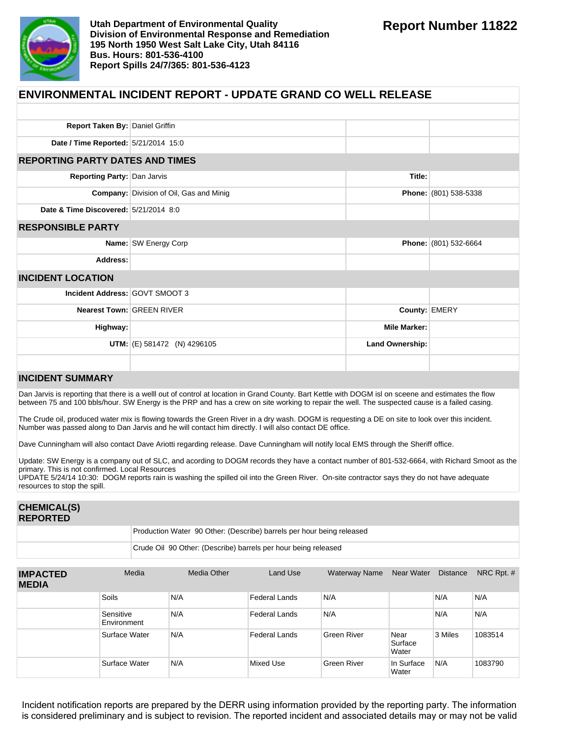**Utah Department of Environmental Quality**
**Division of Environmental Response and Remediation**
**195 North 1950 West Salt Lake City, Utah 84116**
**Bus. Hours: 801-536-4100**
**Report Spills 24/7/365: 801-536-4123**

**Report Number 11822**

# ENVIRONMENTAL INCIDENT REPORT - UPDATE GRAND CO WELL RELEASE

| | | | |
|---|---|---|---|
| **Report Taken By:** | Daniel Griffin | | |
| **Date / Time Reported:** | 5/21/2014 15:0 | | |

## REPORTING PARTY DATES AND TIMES

| | | | |
|---|---|---|---|
| **Reporting Party:** | Dan Jarvis | **Title:** | |
| **Company:** | Division of Oil, Gas and Minig | **Phone:** | (801) 538-5338 |
| **Date & Time Discovered:** | 5/21/2014 8:0 | | |

## RESPONSIBLE PARTY

| | | | |
|---|---|---|---|
| **Name:** | SW Energy Corp | **Phone:** | (801) 532-6664 |
| **Address:** | | | |

## INCIDENT LOCATION

| | | | |
|---|---|---|---|
| **Incident Address:** | GOVT SMOOT 3 | | |
| **Nearest Town:** | GREEN RIVER | **County:** | EMERY |
| **Highway:** | | **Mile Marker:** | |
| **UTM:** | (E) 581472 (N) 4296105 | **Land Ownership:** | |

## INCIDENT SUMMARY

Dan Jarvis is reporting that there is a welll out of control at location in Grand County. Bart Kettle with DOGM isl on sceene and estimates the flow between 75 and 100 bbls/hour. SW Energy is the PRP and has a crew on site working to repair the well. The suspected cause is a failed casing.

The Crude oil, produced water mix is flowing towards the Green River in a dry wash. DOGM is requesting a DE on site to look over this incident. Number was passed along to Dan Jarvis and he will contact him directly. I will also contact DE office.

Dave Cunningham will also contact Dave Ariotti regarding release. Dave Cunningham will notify local EMS through the Sheriff office.

Update: SW Energy is a company out of SLC, and acording to DOGM records they have a contact number of 801-532-6664, with Richard Smoot as the primary. This is not confirmed. Local Resources
UPDATE 5/24/14 10:30: DOGM reports rain is washing the spilled oil into the Green River. On-site contractor says they do not have adequate resources to stop the spill.

## CHEMICAL(S) REPORTED

| | |
|---|---|
| | Production Water 90 Other: (Describe) barrels per hour being released |
| | Crude Oil 90 Other: (Describe) barrels per hour being released |

## IMPACTED MEDIA

| | Media | Media Other | Land Use | Waterway Name | Near Water | Distance | NRC Rpt. # |
|---|---|---|---|---|---|---|---|
| | Soils | N/A | Federal Lands | N/A | | N/A | N/A |
| | Sensitive Environment | N/A | Federal Lands | N/A | | N/A | N/A |
| | Surface Water | N/A | Federal Lands | Green River | Near Surface Water | 3 Miles | 1083514 |
| | Surface Water | N/A | Mixed Use | Green River | In Surface Water | N/A | 1083790 |

Incident notification reports are prepared by the DERR using information provided by the reporting party. The information is considered preliminary and is subject to revision. The reported incident and associated details may or may not be valid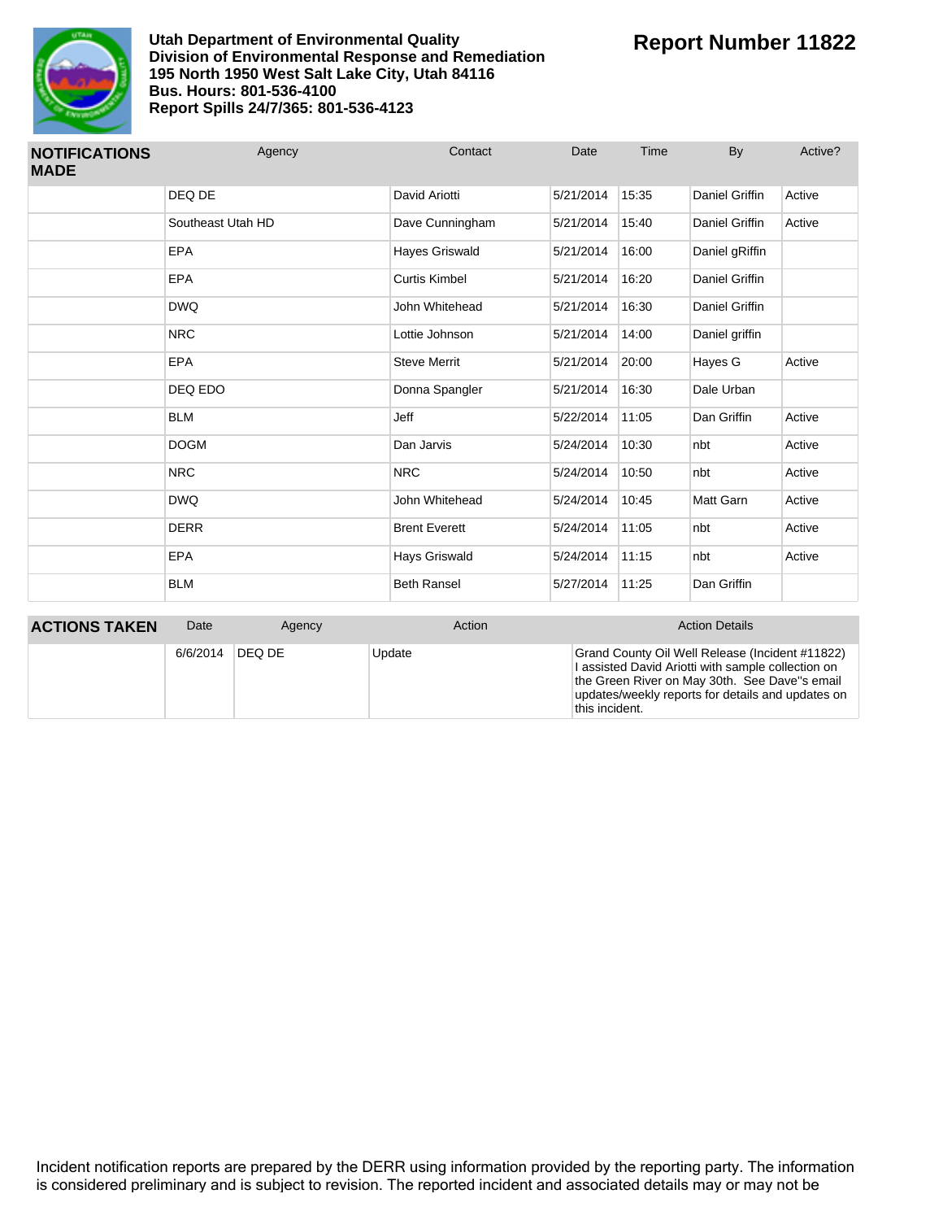**Utah Department of Environmental Quality**
**Division of Environmental Response and Remediation**
**195 North 1950 West Salt Lake City, Utah 84116**
**Bus. Hours: 801-536-4100**
**Report Spills 24/7/365: 801-536-4123**

## Report Number 11822

| NOTIFICATIONS MADE | Agency | Contact | Date | Time | By | Active? |
|---|---|---|---|---|---|---|
| | DEQ DE | David Ariotti | 5/21/2014 | 15:35 | Daniel Griffin | Active |
| | Southeast Utah HD | Dave Cunningham | 5/21/2014 | 15:40 | Daniel Griffin | Active |
| | EPA | Hayes Griswald | 5/21/2014 | 16:00 | Daniel gRiffin | |
| | EPA | Curtis Kimbel | 5/21/2014 | 16:20 | Daniel Griffin | |
| | DWQ | John Whitehead | 5/21/2014 | 16:30 | Daniel Griffin | |
| | NRC | Lottie Johnson | 5/21/2014 | 14:00 | Daniel griffin | |
| | EPA | Steve Merrit | 5/21/2014 | 20:00 | Hayes G | Active |
| | DEQ EDO | Donna Spangler | 5/21/2014 | 16:30 | Dale Urban | |
| | BLM | Jeff | 5/22/2014 | 11:05 | Dan Griffin | Active |
| | DOGM | Dan Jarvis | 5/24/2014 | 10:30 | nbt | Active |
| | NRC | NRC | 5/24/2014 | 10:50 | nbt | Active |
| | DWQ | John Whitehead | 5/24/2014 | 10:45 | Matt Garn | Active |
| | DERR | Brent Everett | 5/24/2014 | 11:05 | nbt | Active |
| | EPA | Hays Griswald | 5/24/2014 | 11:15 | nbt | Active |
| | BLM | Beth Ransel | 5/27/2014 | 11:25 | Dan Griffin | |

| ACTIONS TAKEN | Date | Agency | Action | Action Details |
|---|---|---|---|---|
| | 6/6/2014 | DEQ DE | Update | Grand County Oil Well Release (Incident #11822) I assisted David Ariotti with sample collection on the Green River on May 30th. See Dave''s email updates/weekly reports for details and updates on this incident. |

Incident notification reports are prepared by the DERR using information provided by the reporting party. The information is considered preliminary and is subject to revision. The reported incident and associated details may or may not be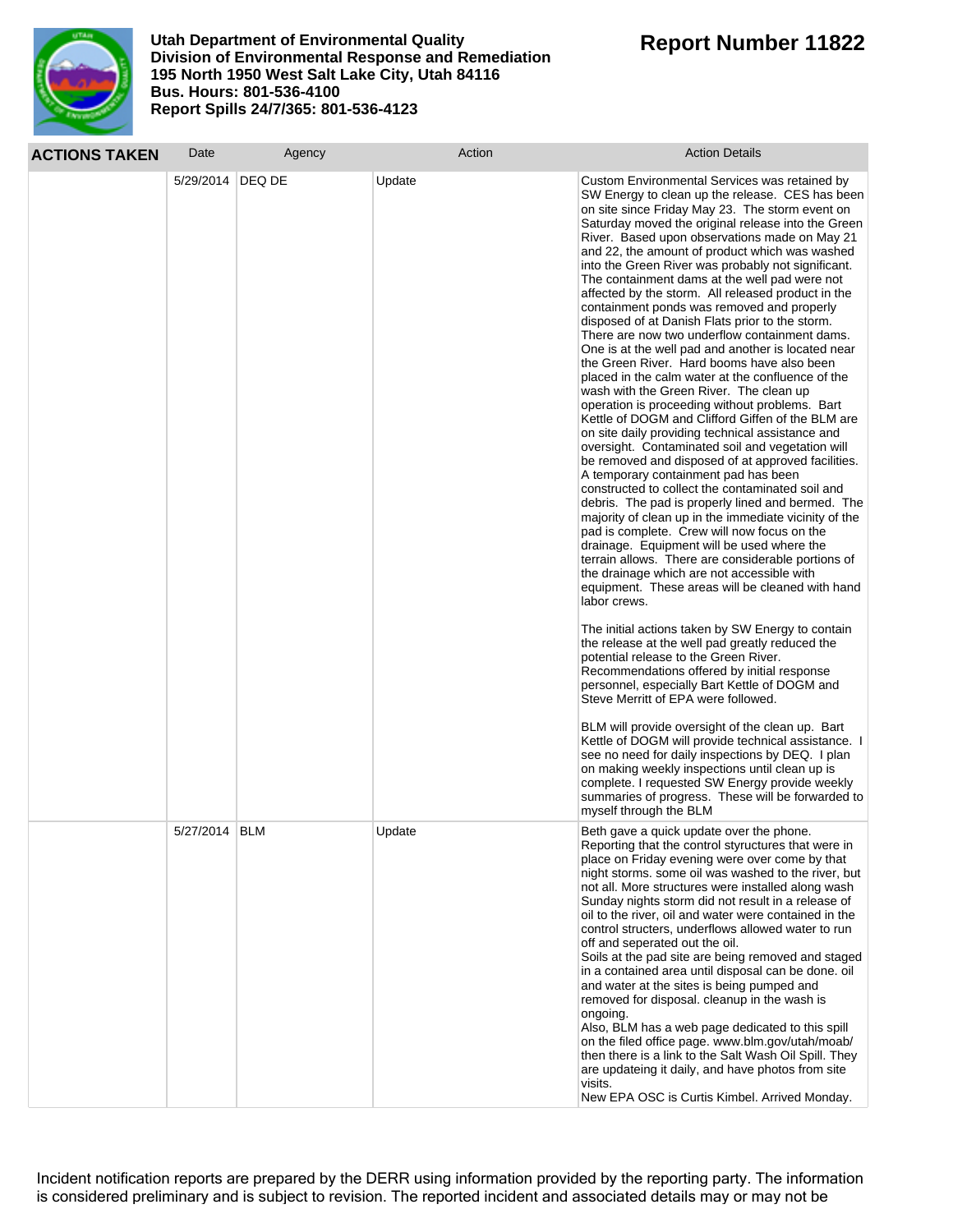**Utah Department of Environmental Quality**
**Division of Environmental Response and Remediation**
**195 North 1950 West Salt Lake City, Utah 84116**
**Bus. Hours: 801-536-4100**
**Report Spills 24/7/365: 801-536-4123**

# Report Number 11822

| ACTIONS TAKEN | Date | Agency | Action | Action Details |
|---|---|---|---|---|
| | 5/29/2014 | DEQ DE | Update | Custom Environmental Services was retained by SW Energy to clean up the release. CES has been on site since Friday May 23. The storm event on Saturday moved the original release into the Green River. Based upon observations made on May 21 and 22, the amount of product which was washed into the Green River was probably not significant. The containment dams at the well pad were not affected by the storm. All released product in the containment ponds was removed and properly disposed of at Danish Flats prior to the storm. There are now two underflow containment dams. One is at the well pad and another is located near the Green River. Hard booms have also been placed in the calm water at the confluence of the wash with the Green River. The clean up operation is proceeding without problems. Bart Kettle of DOGM and Clifford Giffen of the BLM are on site daily providing technical assistance and oversight. Contaminated soil and vegetation will be removed and disposed of at approved facilities. A temporary containment pad has been constructed to collect the contaminated soil and debris. The pad is properly lined and bermed. The majority of clean up in the immediate vicinity of the pad is complete. Crew will now focus on the drainage. Equipment will be used where the terrain allows. There are considerable portions of the drainage which are not accessible with equipment. These areas will be cleaned with hand labor crews.<br><br>The initial actions taken by SW Energy to contain the release at the well pad greatly reduced the potential release to the Green River. Recommendations offered by initial response personnel, especially Bart Kettle of DOGM and Steve Merritt of EPA were followed.<br><br>BLM will provide oversight of the clean up. Bart Kettle of DOGM will provide technical assistance. I see no need for daily inspections by DEQ. I plan on making weekly inspections until clean up is complete. I requested SW Energy provide weekly summaries of progress. These will be forwarded to myself through the BLM |
| | 5/27/2014 | BLM | Update | Beth gave a quick update over the phone. Reporting that the control styructures that were in place on Friday evening were over come by that night storms. some oil was washed to the river, but not all. More structures were installed along wash Sunday nights storm did not result in a release of oil to the river, oil and water were contained in the control structers, underflows allowed water to run off and seperated out the oil.<br>Soils at the pad site are being removed and staged in a contained area until disposal can be done. oil and water at the sites is being pumped and removed for disposal. cleanup in the wash is ongoing.<br>Also, BLM has a web page dedicated to this spill on the filed office page. www.blm.gov/utah/moab/ then there is a link to the Salt Wash Oil Spill. They are updateing it daily, and have photos from site visits.<br>New EPA OSC is Curtis Kimbel. Arrived Monday. |

Incident notification reports are prepared by the DERR using information provided by the reporting party. The information is considered preliminary and is subject to revision. The reported incident and associated details may or may not be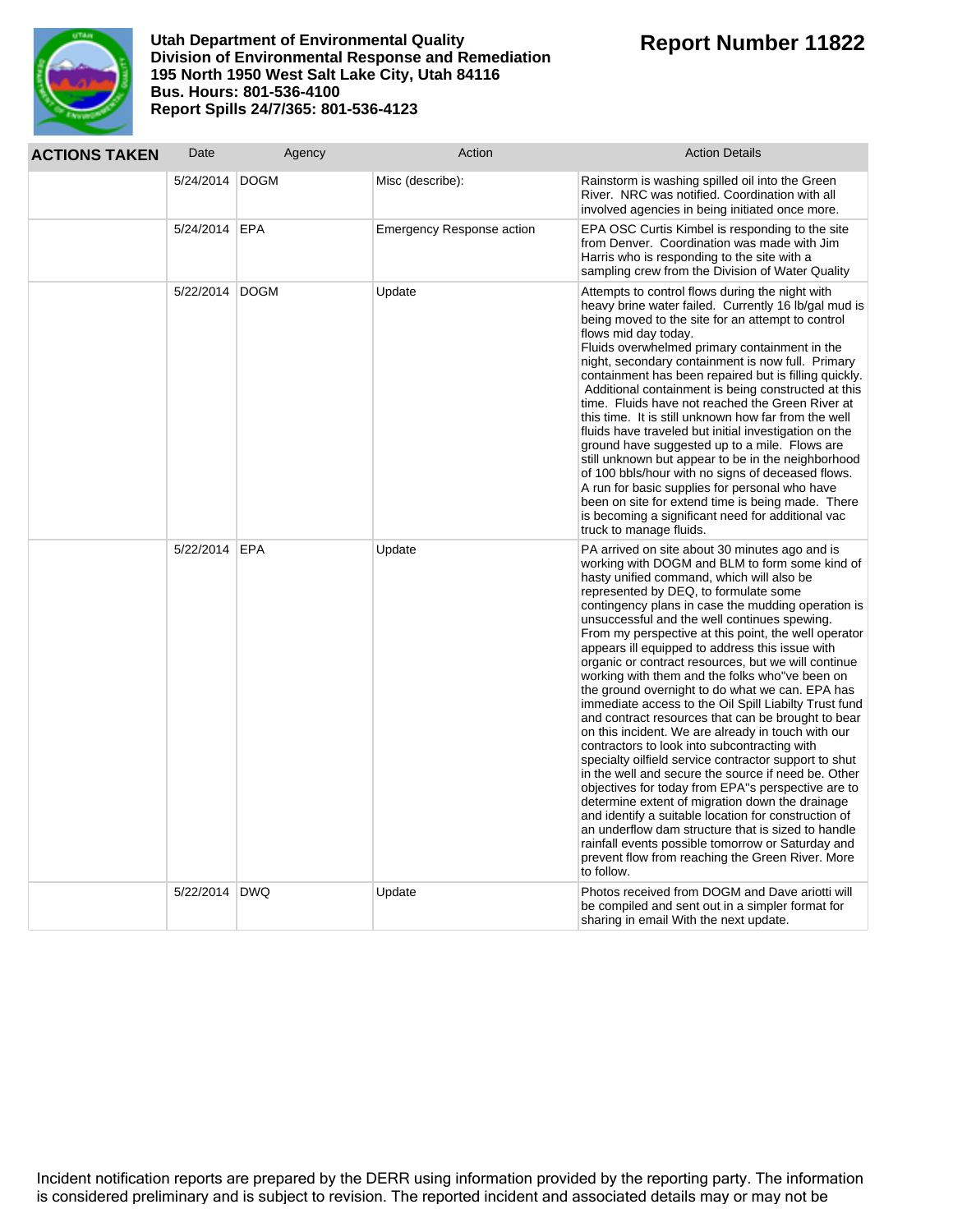**Utah Department of Environmental Quality**
**Division of Environmental Response and Remediation**
**195 North 1950 West Salt Lake City, Utah 84116**
**Bus. Hours: 801-536-4100**
**Report Spills 24/7/365: 801-536-4123**

# Report Number 11822

| ACTIONS TAKEN | Date | Agency | Action | Action Details |
|---|---|---|---|---|
| | 5/24/2014 | DOGM | Misc (describe): | Rainstorm is washing spilled oil into the Green River. NRC was notified. Coordination with all involved agencies in being initiated once more. |
| | 5/24/2014 | EPA | Emergency Response action | EPA OSC Curtis Kimbel is responding to the site from Denver. Coordination was made with Jim Harris who is responding to the site with a sampling crew from the Division of Water Quality |
| | 5/22/2014 | DOGM | Update | Attempts to control flows during the night with heavy brine water failed. Currently 16 lb/gal mud is being moved to the site for an attempt to control flows mid day today. Fluids overwhelmed primary containment in the night, secondary containment is now full. Primary containment has been repaired but is filling quickly. Additional containment is being constructed at this time. Fluids have not reached the Green River at this time. It is still unknown how far from the well fluids have traveled but initial investigation on the ground have suggested up to a mile. Flows are still unknown but appear to be in the neighborhood of 100 bbls/hour with no signs of deceased flows. A run for basic supplies for personal who have been on site for extend time is being made. There is becoming a significant need for additional vac truck to manage fluids. |
| | 5/22/2014 | EPA | Update | PA arrived on site about 30 minutes ago and is working with DOGM and BLM to form some kind of hasty unified command, which will also be represented by DEQ, to formulate some contingency plans in case the mudding operation is unsuccessful and the well continues spewing. From my perspective at this point, the well operator appears ill equipped to address this issue with organic or contract resources, but we will continue working with them and the folks who"ve been on the ground overnight to do what we can. EPA has immediate access to the Oil Spill Liabilty Trust fund and contract resources that can be brought to bear on this incident. We are already in touch with our contractors to look into subcontracting with specialty oilfield service contractor support to shut in the well and secure the source if need be. Other objectives for today from EPA"s perspective are to determine extent of migration down the drainage and identify a suitable location for construction of an underflow dam structure that is sized to handle rainfall events possible tomorrow or Saturday and prevent flow from reaching the Green River. More to follow. |
| | 5/22/2014 | DWQ | Update | Photos received from DOGM and Dave ariotti will be compiled and sent out in a simpler format for sharing in email With the next update. |

Incident notification reports are prepared by the DERR using information provided by the reporting party. The information is considered preliminary and is subject to revision. The reported incident and associated details may or may not be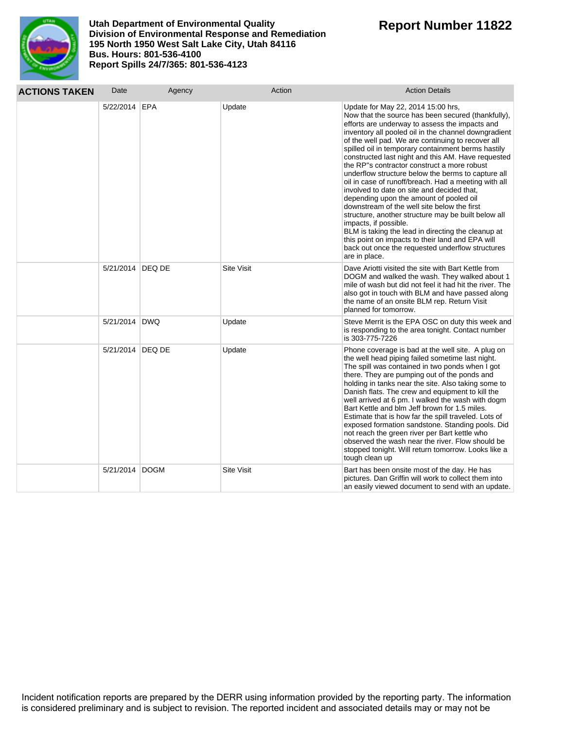Utah Department of Environmental Quality
Division of Environmental Response and Remediation
195 North 1950 West Salt Lake City, Utah 84116
Bus. Hours: 801-536-4100
Report Spills 24/7/365: 801-536-4123

# Report Number 11822

| ACTIONS TAKEN | Date | Agency | Action | Action Details |
|---|---|---|---|---|
| | 5/22/2014 | EPA | Update | Update for May 22, 2014 15:00 hrs, Now that the source has been secured (thankfully), efforts are underway to assess the impacts and inventory all pooled oil in the channel downgradient of the well pad. We are continuing to recover all spilled oil in temporary containment berms hastily constructed last night and this AM. Have requested the RP"s contractor construct a more robust underflow structure below the berms to capture all oil in case of runoff/breach. Had a meeting with all involved to date on site and decided that, depending upon the amount of pooled oil downstream of the well site below the first structure, another structure may be built below all impacts, if possible. BLM is taking the lead in directing the cleanup at this point on impacts to their land and EPA will back out once the requested underflow structures are in place. |
| | 5/21/2014 | DEQ DE | Site Visit | Dave Ariotti visited the site with Bart Kettle from DOGM and walked the wash. They walked about 1 mile of wash but did not feel it had hit the river. The also got in touch with BLM and have passed along the name of an onsite BLM rep. Return Visit planned for tomorrow. |
| | 5/21/2014 | DWQ | Update | Steve Merrit is the EPA OSC on duty this week and is responding to the area tonight. Contact number is 303-775-7226 |
| | 5/21/2014 | DEQ DE | Update | Phone coverage is bad at the well site. A plug on the well head piping failed sometime last night. The spill was contained in two ponds when I got there. They are pumping out of the ponds and holding in tanks near the site. Also taking some to Danish flats. The crew and equipment to kill the well arrived at 6 pm. I walked the wash with dogm Bart Kettle and blm Jeff brown for 1.5 miles. Estimate that is how far the spill traveled. Lots of exposed formation sandstone. Standing pools. Did not reach the green river per Bart kettle who observed the wash near the river. Flow should be stopped tonight. Will return tomorrow. Looks like a tough clean up |
| | 5/21/2014 | DOGM | Site Visit | Bart has been onsite most of the day. He has pictures. Dan Griffin will work to collect them into an easily viewed document to send with an update. |

Incident notification reports are prepared by the DERR using information provided by the reporting party. The information is considered preliminary and is subject to revision. The reported incident and associated details may or may not be